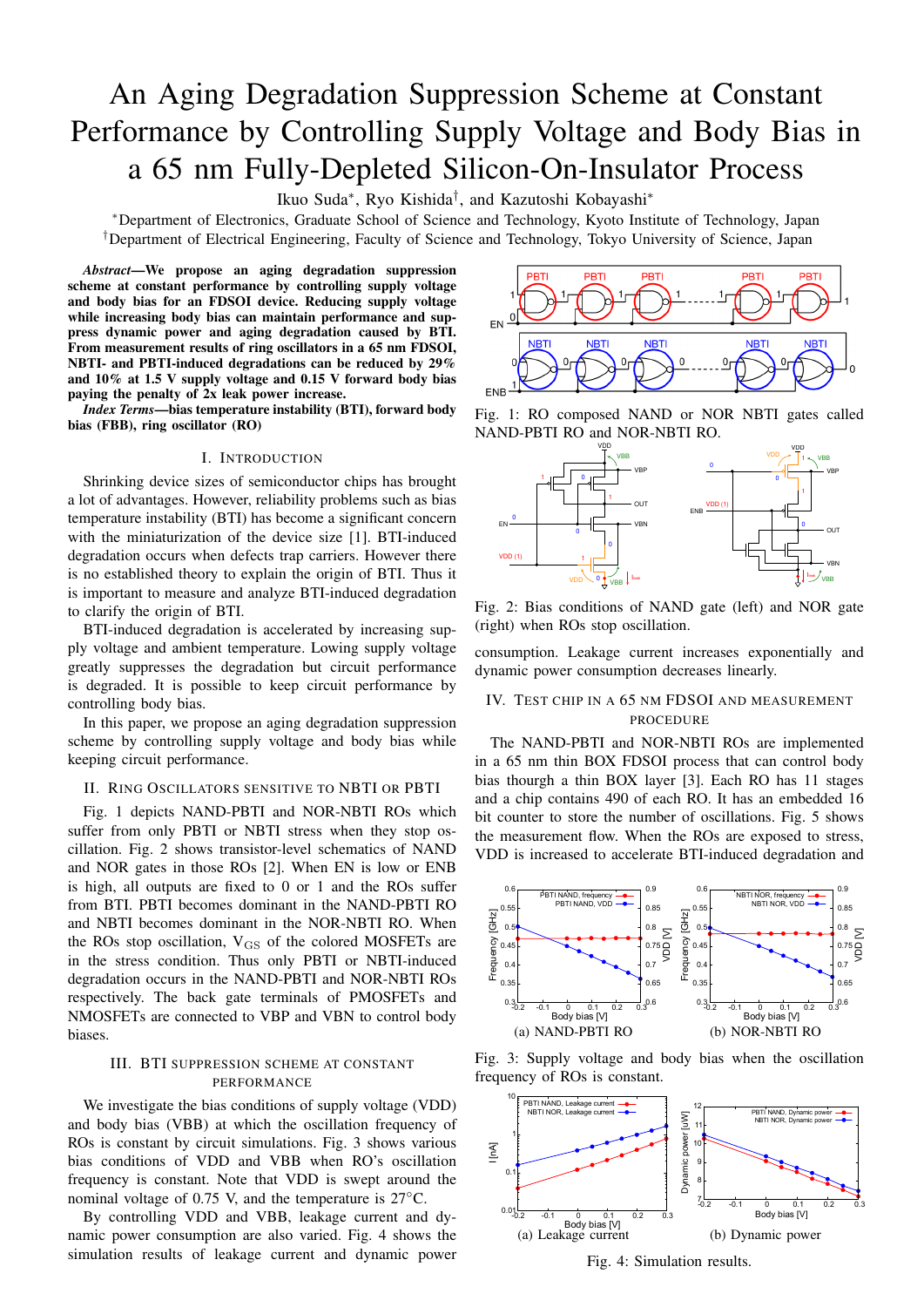# An Aging Degradation Suppression Scheme at Constant Performance by Controlling Supply Voltage and Body Bias in a 65 nm Fully-Depleted Silicon-On-Insulator Process

Ikuo Suda*, Ryo Kishida†, and Kazutoshi Kobayashi*

*Department of Electronics, Graduate School of Science and Technology, Kyoto Institute of Technology, Japan
†Department of Electrical Engineering, Faculty of Science and Technology, Tokyo University of Science, Japan

***Abstract*—We propose an aging degradation suppression scheme at constant performance by controlling supply voltage and body bias for an FDSOI device. Reducing supply voltage while increasing body bias can maintain performance and suppress dynamic power and aging degradation caused by BTI. From measurement results of ring oscillators in a 65 nm FDSOI, NBTI- and PBTI-induced degradations can be reduced by 29% and 10% at 1.5 V supply voltage and 0.15 V forward body bias paying the penalty of 2x leak power increase.**

***Index Terms*—bias temperature instability (BTI), forward body bias (FBB), ring oscillator (RO)**

## I. Introduction

Shrinking device sizes of semiconductor chips has brought a lot of advantages. However, reliability problems such as bias temperature instability (BTI) has become a significant concern with the miniaturization of the device size [1]. BTI-induced degradation occurs when defects trap carriers. However there is no established theory to explain the origin of BTI. Thus it is important to measure and analyze BTI-induced degradation to clarify the origin of BTI.

BTI-induced degradation is accelerated by increasing supply voltage and ambient temperature. Lowing supply voltage greatly suppresses the degradation but circuit performance is degraded. It is possible to keep circuit performance by controlling body bias.

In this paper, we propose an aging degradation suppression scheme by controlling supply voltage and body bias while keeping circuit performance.

## II. Ring Oscillators Sensitive to NBTI or PBTI

Fig. 1 depicts NAND-PBTI and NOR-NBTI ROs which suffer from only PBTI or NBTI stress when they stop oscillation. Fig. 2 shows transistor-level schematics of NAND and NOR gates in those ROs [2]. When EN is low or ENB is high, all outputs are fixed to 0 or 1 and the ROs suffer from BTI. PBTI becomes dominant in the NAND-PBTI RO and NBTI becomes dominant in the NOR-NBTI RO. When the ROs stop oscillation, $V_{GS}$ of the colored MOSFETs are in the stress condition. Thus only PBTI or NBTI-induced degradation occurs in the NAND-PBTI and NOR-NBTI ROs respectively. The back gate terminals of PMOSFETs and NMOSFETs are connected to VBP and VBN to control body biases.

## III. BTI Suppression Scheme at Constant Performance

We investigate the bias conditions of supply voltage (VDD) and body bias (VBB) at which the oscillation frequency of ROs is constant by circuit simulations. Fig. 3 shows various bias conditions of VDD and VBB when RO's oscillation frequency is constant. Note that VDD is swept around the nominal voltage of 0.75 V, and the temperature is 27°C.

By controlling VDD and VBB, leakage current and dynamic power consumption are also varied. Fig. 4 shows the simulation results of leakage current and dynamic power consumption. Leakage current increases exponentially and dynamic power consumption decreases linearly.

Fig. 1: RO composed NAND or NOR NBTI gates called NAND-PBTI RO and NOR-NBTI RO.

Fig. 2: Bias conditions of NAND gate (left) and NOR gate (right) when ROs stop oscillation.

## IV. Test Chip in a 65 nm FDSOI and Measurement Procedure

The NAND-PBTI and NOR-NBTI ROs are implemented in a 65 nm BOX FDSOI process that can control body bias thourgh a thin BOX layer [3]. Each RO has 11 stages and a chip contains 490 of each RO. It has an embedded 16 bit counter to store the number of oscillations. Fig. 5 shows the measurement flow. When the ROs are exposed to stress, VDD is increased to accelerate BTI-induced degradation and

(a) NAND-PBTI RO (b) NOR-NBTI RO

Fig. 3: Supply voltage and body bias when the oscillation frequency of ROs is constant.

(a) Leakage current (b) Dynamic power

Fig. 4: Simulation results.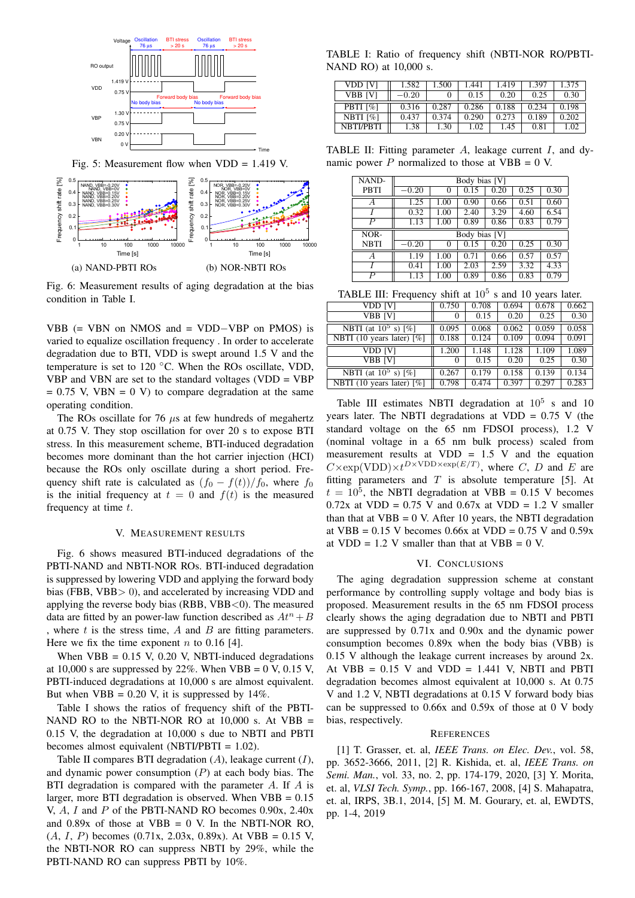Voltage
Oscillation 76 µs
BTI stress > 20 s
Oscillation 76 µs
BTI stress > 20 s
RO output
VDD
1.419 V
0.75 V
Forward body bias
Forward body bias
No body bias
No body bias
VBP
1.30 V
0.75 V
VBN
0.20 V
0 V
Time

Fig. 5: Measurement flow when VDD = 1.419 V.

Frequency shift rate [%]
0.5
0.4
0.3
0.2
0.1
0
1
10
100
1000
10000
Time [s]
NAND, VBB=-0.20V
NAND, VBB=0V
NAND, VBB=0.15V
NAND, VBB=0.20V
NAND, VBB=0.25V
NAND, VBB=0.30V

(a) NAND-PBTI ROs

Frequency shift rate [%]
0.5
0.4
0.3
0.2
0.1
0
1
10
100
1000
10000
Time [s]
NOR, VBB=-0.20V
NOR, VBB=0V
NOR, VBB=0.15V
NOR, VBB=0.20V
NOR, VBB=0.25V
NOR, VBB=0.30V

(b) NOR-NBTI ROs

Fig. 6: Measurement results of aging degradation at the bias condition in Table I.

VBB (= VBN on NMOS and = VDD−VBP on PMOS) is varied to equalize oscillation frequency . In order to accelerate degradation due to BTI, VDD is swept around 1.5 V and the temperature is set to 120 °C. When the ROs oscillate, VDD, VBP and VBN are set to the standard voltages (VDD = VBP = 0.75 V, VBN = 0 V) to compare degradation at the same operating condition.

The ROs oscillate for 76 $\mu$s at few hundreds of megahertz at 0.75 V. They stop oscillation for over 20 s to expose BTI stress. In this measurement scheme, BTI-induced degradation becomes more dominant than the hot carrier injection (HCI) because the ROs only oscillate during a short period. Frequency shift rate is calculated as $(f_0 - f(t))/f_0$, where $f_0$ is the initial frequency at $t = 0$ and $f(t)$ is the measured frequency at time $t$.

## V. Measurement Results

Fig. 6 shows measured BTI-induced degradations of the PBTI-NAND and NBTI-NOR ROs. BTI-induced degradation is suppressed by lowering VDD and applying the forward body bias (FBB, VBB$>$ 0), and accelerated by increasing VDD and applying the reverse body bias (RBB, VBB$<$0). The measured data are fitted by an power-law function described as $At^n + B$ , where $t$ is the stress time, $A$ and $B$ are fitting parameters. Here we fix the time exponent $n$ to 0.16 [4].

When VBB = 0.15 V, 0.20 V, NBTI-induced degradations at 10,000 s are suppressed by 22%. When VBB = 0 V, 0.15 V, PBTI-induced degradations at 10,000 s are almost equivalent. But when VBB = 0.20 V, it is suppressed by 14%.

Table I shows the ratios of frequency shift of the PBTI-NAND RO to the NBTI-NOR RO at 10,000 s. At VBB = 0.15 V, the degradation at 10,000 s due to NBTI and PBTI becomes almost equivalent (NBTI/PBTI = 1.02).

Table II compares BTI degradation ($A$), leakage current ($I$), and dynamic power consumption ($P$) at each body bias. The BTI degradation is compared with the parameter $A$. If $A$ is larger, more BTI degradation is observed. When VBB = 0.15 V, $A$, $I$ and $P$ of the PBTI-NAND RO becomes 0.90x, 2.40x and 0.89x of those at VBB = 0 V. In the NBTI-NOR RO, ($A$, $I$, $P$) becomes (0.71x, 2.03x, 0.89x). At VBB = 0.15 V, the NBTI-NOR RO can suppress NBTI by 29%, while the PBTI-NAND RO can suppress PBTI by 10%.

TABLE I: Ratio of frequency shift (NBTI-NOR RO/PBTI-NAND RO) at 10,000 s.

| VDD [V] | 1.582 | 1.500 | 1.441 | 1.419 | 1.397 | 1.375 |
|---|---|---|---|---|---|---|
| VBB [V] | −0.20 | 0 | 0.15 | 0.20 | 0.25 | 0.30 |
| PBTI [%] | 0.316 | 0.287 | 0.286 | 0.188 | 0.234 | 0.198 |
| NBTI [%] | 0.437 | 0.374 | 0.290 | 0.273 | 0.189 | 0.202 |
| NBTI/PBTI | 1.38 | 1.30 | 1.02 | 1.45 | 0.81 | 1.02 |

TABLE II: Fitting parameter $A$, leakage current $I$, and dynamic power $P$ normalized to those at VBB = 0 V.

| NAND-PBTI | Body bias [V] | | | | | |
|---|---|---|---|---|---|---|
| | −0.20 | 0 | 0.15 | 0.20 | 0.25 | 0.30 |
| $A$ | 1.25 | 1.00 | 0.90 | 0.66 | 0.51 | 0.60 |
| $I$ | 0.32 | 1.00 | 2.40 | 3.29 | 4.60 | 6.54 |
| $P$ | 1.13 | 1.00 | 0.89 | 0.86 | 0.83 | 0.79 |
| **NOR-NBTI** | **Body bias [V]** | | | | | |
| | −0.20 | 0 | 0.15 | 0.20 | 0.25 | 0.30 |
| $A$ | 1.19 | 1.00 | 0.71 | 0.66 | 0.57 | 0.57 |
| $I$ | 0.41 | 1.00 | 2.03 | 2.59 | 3.32 | 4.33 |
| $P$ | 1.13 | 1.00 | 0.89 | 0.86 | 0.83 | 0.79 |

TABLE III: Frequency shift at $10^5$ s and 10 years later.

| VDD [V] | 0.750 | 0.708 | 0.694 | 0.678 | 0.662 |
|---|---|---|---|---|---|
| VBB [V] | 0 | 0.15 | 0.20 | 0.25 | 0.30 |
| NBTI (at $10^5$ s) [%] | 0.095 | 0.068 | 0.062 | 0.059 | 0.058 |
| NBTI (10 years later) [%] | 0.188 | 0.124 | 0.109 | 0.094 | 0.091 |
| VDD [V] | 1.200 | 1.148 | 1.128 | 1.109 | 1.089 |
| VBB [V] | 0 | 0.15 | 0.20 | 0.25 | 0.30 |
| NBTI (at $10^5$ s) [%] | 0.267 | 0.179 | 0.158 | 0.139 | 0.134 |
| NBTI (10 years later) [%] | 0.798 | 0.474 | 0.397 | 0.297 | 0.283 |

Table III estimates NBTI degradation at $10^5$ s and 10 years later. The NBTI degradations at VDD = 0.75 V (the standard voltage on the 65 nm FDSOI process), 1.2 V (nominal voltage in a 65 nm bulk process) scaled from measurement results at VDD = 1.5 V and the equation $C{\times}\exp(\mathrm{VDD}){\times}t^{D\times\mathrm{VDD}\times\exp(E/T)}$, where $C$, $D$ and $E$ are fitting parameters and $T$ is absolute temperature [5]. At $t = 10^5$, the NBTI degradation at VBB = 0.15 V becomes 0.72x at VDD = 0.75 V and 0.67x at VDD = 1.2 V smaller than that at VBB = 0 V. After 10 years, the NBTI degradation at VBB = 0.15 V becomes 0.66x at VDD = 0.75 V and 0.59x at VDD = 1.2 V smaller than that at VBB = 0 V.

## VI. Conclusions

The aging degradation suppression scheme at constant performance by controlling supply voltage and body bias is proposed. Measurement results in the 65 nm FDSOI process clearly shows the aging degradation due to NBTI and PBTI are suppressed by 0.71x and 0.90x and the dynamic power consumption becomes 0.89x when the body bias (VBB) is 0.15 V although the leakage current increases by around 2x. At VBB = 0.15 V and VDD = 1.441 V, NBTI and PBTI degradation becomes almost equivalent at 10,000 s. At 0.75 V and 1.2 V, NBTI degradations at 0.15 V forward body bias can be suppressed to 0.66x and 0.59x of those at 0 V body bias, respectively.

## References

[1] T. Grasser, et. al, *IEEE Trans. on Elec. Dev.*, vol. 58, pp. 3652-3666, 2011, [2] R. Kishida, et. al, *IEEE Trans. on Semi. Man.*, vol. 33, no. 2, pp. 174-179, 2020, [3] Y. Morita, et. al, *VLSI Tech. Symp.*, pp. 166-167, 2008, [4] S. Mahapatra, et. al, IRPS, 3B.1, 2014, [5] M. M. Gourary, et. al, EWDTS, pp. 1-4, 2019